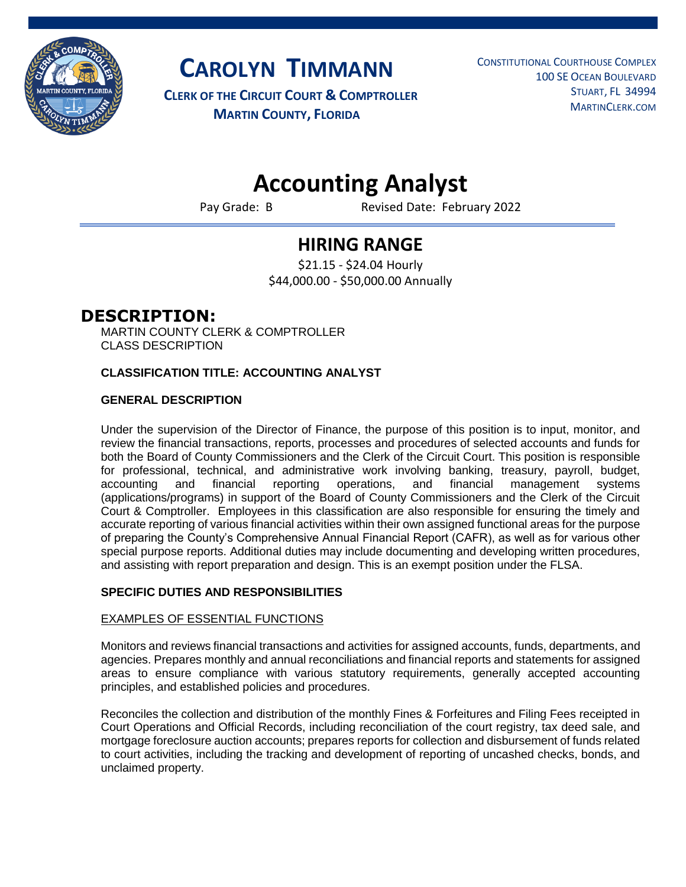# CAROLYN TIMMANN

**CLERK OF THE CIRCUIT COURT & COMPTROLLER**
**MARTIN COUNTY, FLORIDA**

CONSTITUTIONAL COURTHOUSE COMPLEX
100 SE OCEAN BOULEVARD
STUART, FL 34994
MARTINCLERK.COM

# Accounting Analyst

Pay Grade: B    Revised Date: February 2022

## HIRING RANGE

$21.15 - $24.04 Hourly
$44,000.00 - $50,000.00 Annually

## DESCRIPTION:

MARTIN COUNTY CLERK & COMPTROLLER
CLASS DESCRIPTION

**CLASSIFICATION TITLE: ACCOUNTING ANALYST**

**GENERAL DESCRIPTION**

Under the supervision of the Director of Finance, the purpose of this position is to input, monitor, and review the financial transactions, reports, processes and procedures of selected accounts and funds for both the Board of County Commissioners and the Clerk of the Circuit Court. This position is responsible for professional, technical, and administrative work involving banking, treasury, payroll, budget, accounting and financial reporting operations, and financial management systems (applications/programs) in support of the Board of County Commissioners and the Clerk of the Circuit Court & Comptroller. Employees in this classification are also responsible for ensuring the timely and accurate reporting of various financial activities within their own assigned functional areas for the purpose of preparing the County's Comprehensive Annual Financial Report (CAFR), as well as for various other special purpose reports. Additional duties may include documenting and developing written procedures, and assisting with report preparation and design. This is an exempt position under the FLSA.

**SPECIFIC DUTIES AND RESPONSIBILITIES**

EXAMPLES OF ESSENTIAL FUNCTIONS

Monitors and reviews financial transactions and activities for assigned accounts, funds, departments, and agencies. Prepares monthly and annual reconciliations and financial reports and statements for assigned areas to ensure compliance with various statutory requirements, generally accepted accounting principles, and established policies and procedures.

Reconciles the collection and distribution of the monthly Fines & Forfeitures and Filing Fees receipted in Court Operations and Official Records, including reconciliation of the court registry, tax deed sale, and mortgage foreclosure auction accounts; prepares reports for collection and disbursement of funds related to court activities, including the tracking and development of reporting of uncashed checks, bonds, and unclaimed property.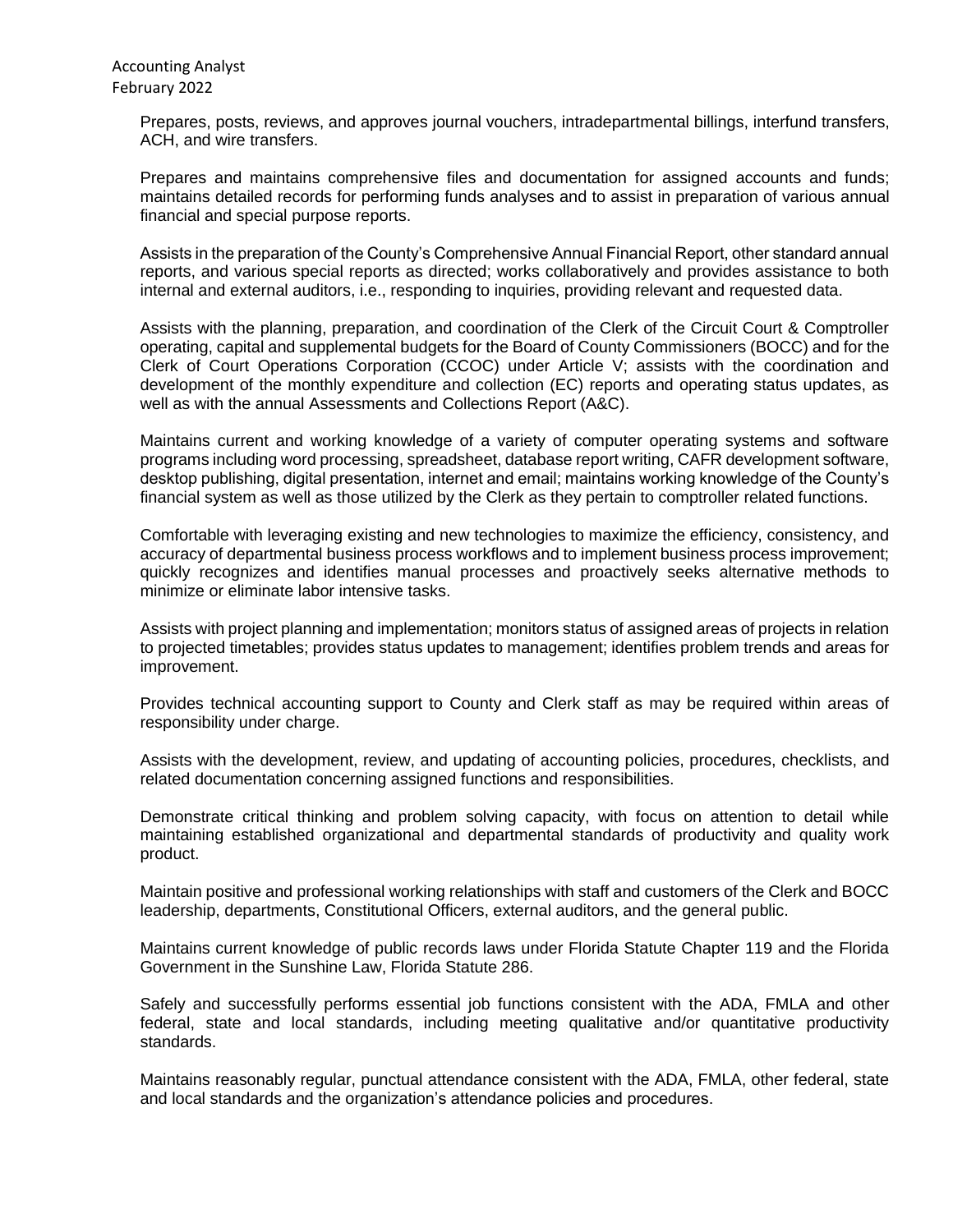Prepares, posts, reviews, and approves journal vouchers, intradepartmental billings, interfund transfers, ACH, and wire transfers.

Prepares and maintains comprehensive files and documentation for assigned accounts and funds; maintains detailed records for performing funds analyses and to assist in preparation of various annual financial and special purpose reports.

Assists in the preparation of the County's Comprehensive Annual Financial Report, other standard annual reports, and various special reports as directed; works collaboratively and provides assistance to both internal and external auditors, i.e., responding to inquiries, providing relevant and requested data.

Assists with the planning, preparation, and coordination of the Clerk of the Circuit Court & Comptroller operating, capital and supplemental budgets for the Board of County Commissioners (BOCC) and for the Clerk of Court Operations Corporation (CCOC) under Article V; assists with the coordination and development of the monthly expenditure and collection (EC) reports and operating status updates, as well as with the annual Assessments and Collections Report (A&C).

Maintains current and working knowledge of a variety of computer operating systems and software programs including word processing, spreadsheet, database report writing, CAFR development software, desktop publishing, digital presentation, internet and email; maintains working knowledge of the County's financial system as well as those utilized by the Clerk as they pertain to comptroller related functions.

Comfortable with leveraging existing and new technologies to maximize the efficiency, consistency, and accuracy of departmental business process workflows and to implement business process improvement; quickly recognizes and identifies manual processes and proactively seeks alternative methods to minimize or eliminate labor intensive tasks.

Assists with project planning and implementation; monitors status of assigned areas of projects in relation to projected timetables; provides status updates to management; identifies problem trends and areas for improvement.

Provides technical accounting support to County and Clerk staff as may be required within areas of responsibility under charge.

Assists with the development, review, and updating of accounting policies, procedures, checklists, and related documentation concerning assigned functions and responsibilities.

Demonstrate critical thinking and problem solving capacity, with focus on attention to detail while maintaining established organizational and departmental standards of productivity and quality work product.

Maintain positive and professional working relationships with staff and customers of the Clerk and BOCC leadership, departments, Constitutional Officers, external auditors, and the general public.

Maintains current knowledge of public records laws under Florida Statute Chapter 119 and the Florida Government in the Sunshine Law, Florida Statute 286.

Safely and successfully performs essential job functions consistent with the ADA, FMLA and other federal, state and local standards, including meeting qualitative and/or quantitative productivity standards.

Maintains reasonably regular, punctual attendance consistent with the ADA, FMLA, other federal, state and local standards and the organization's attendance policies and procedures.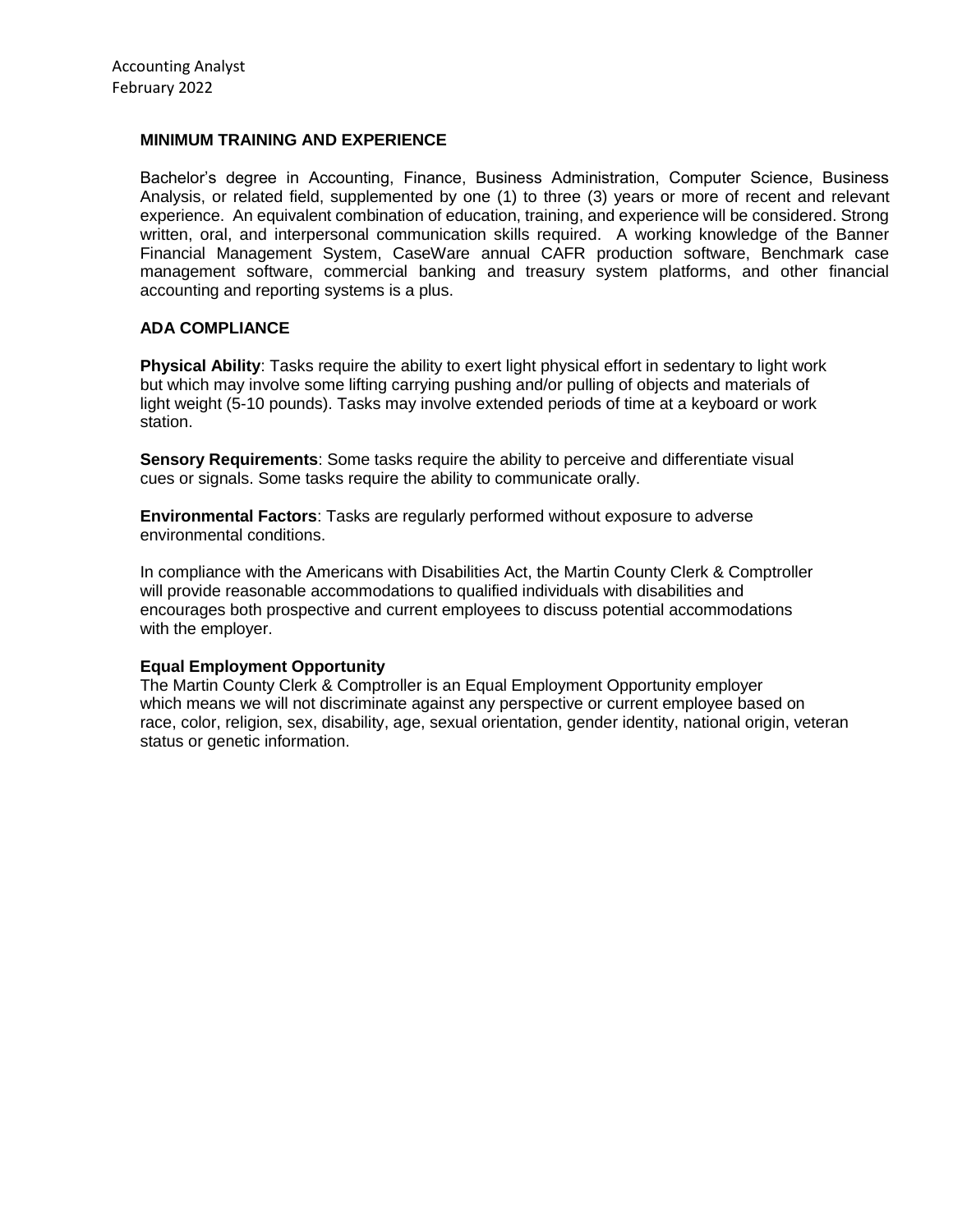### MINIMUM TRAINING AND EXPERIENCE

Bachelor's degree in Accounting, Finance, Business Administration, Computer Science, Business Analysis, or related field, supplemented by one (1) to three (3) years or more of recent and relevant experience. An equivalent combination of education, training, and experience will be considered. Strong written, oral, and interpersonal communication skills required. A working knowledge of the Banner Financial Management System, CaseWare annual CAFR production software, Benchmark case management software, commercial banking and treasury system platforms, and other financial accounting and reporting systems is a plus.

### ADA COMPLIANCE

**Physical Ability**: Tasks require the ability to exert light physical effort in sedentary to light work but which may involve some lifting carrying pushing and/or pulling of objects and materials of light weight (5-10 pounds). Tasks may involve extended periods of time at a keyboard or work station.

**Sensory Requirements**: Some tasks require the ability to perceive and differentiate visual cues or signals. Some tasks require the ability to communicate orally.

**Environmental Factors**: Tasks are regularly performed without exposure to adverse environmental conditions.

In compliance with the Americans with Disabilities Act, the Martin County Clerk & Comptroller will provide reasonable accommodations to qualified individuals with disabilities and encourages both prospective and current employees to discuss potential accommodations with the employer.

### Equal Employment Opportunity

The Martin County Clerk & Comptroller is an Equal Employment Opportunity employer which means we will not discriminate against any perspective or current employee based on race, color, religion, sex, disability, age, sexual orientation, gender identity, national origin, veteran status or genetic information.